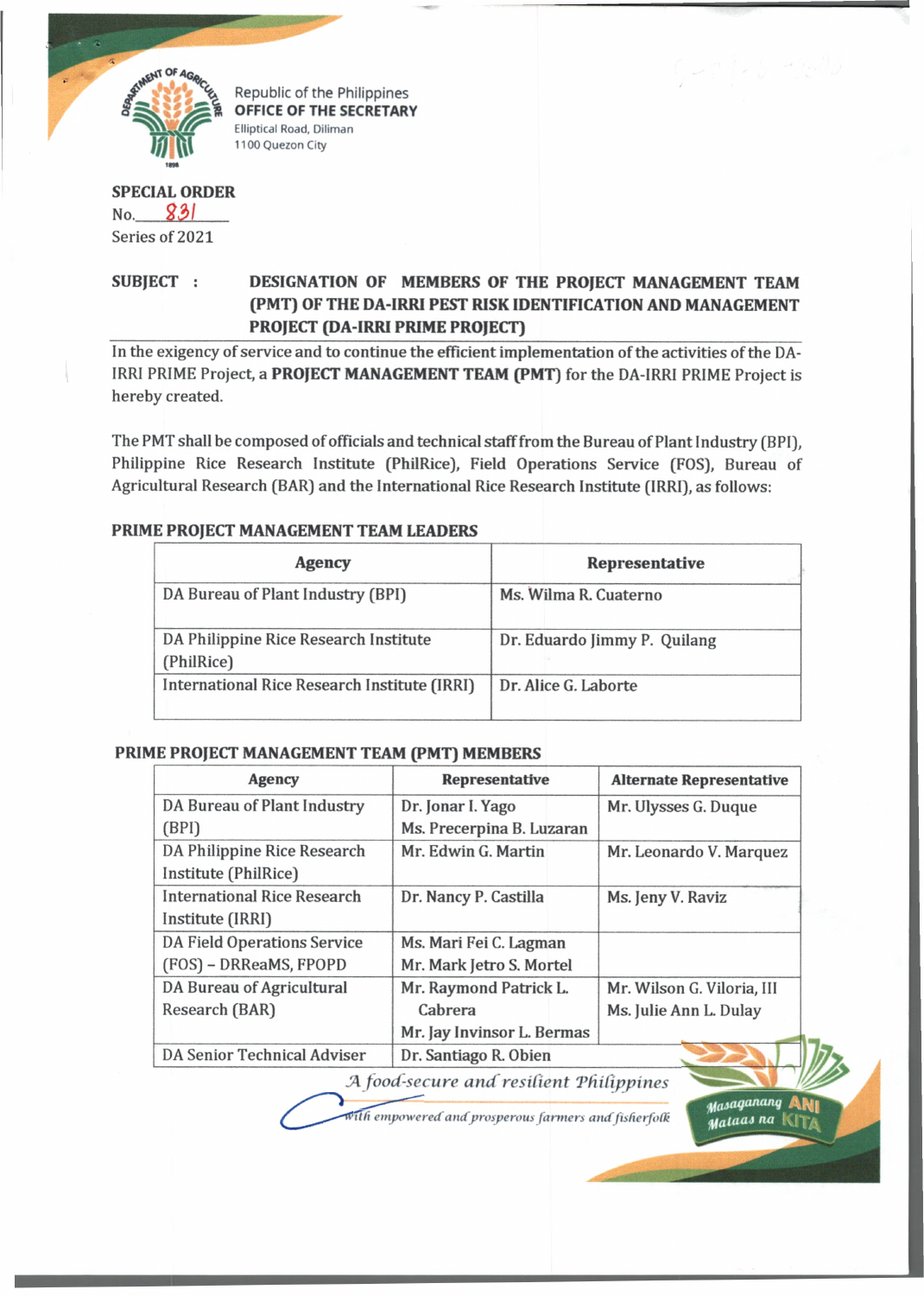Republic of the Philippines
**OFFICE OF THE SECRETARY**
Elliptical Road, Diliman
1100 Quezon City

**SPECIAL ORDER**
No. 831
Series of 2021

**SUBJECT : DESIGNATION OF MEMBERS OF THE PROJECT MANAGEMENT TEAM (PMT) OF THE DA-IRRI PEST RISK IDENTIFICATION AND MANAGEMENT PROJECT (DA-IRRI PRIME PROJECT)**

In the exigency of service and to continue the efficient implementation of the activities of the DA-IRRI PRIME Project, a **PROJECT MANAGEMENT TEAM (PMT)** for the DA-IRRI PRIME Project is hereby created.

The PMT shall be composed of officials and technical staff from the Bureau of Plant Industry (BPI), Philippine Rice Research Institute (PhilRice), Field Operations Service (FOS), Bureau of Agricultural Research (BAR) and the International Rice Research Institute (IRRI), as follows:

**PRIME PROJECT MANAGEMENT TEAM LEADERS**

| Agency | Representative |
|---|---|
| DA Bureau of Plant Industry (BPI) | Ms. Wilma R. Cuaterno |
| DA Philippine Rice Research Institute (PhilRice) | Dr. Eduardo Jimmy P. Quilang |
| International Rice Research Institute (IRRI) | Dr. Alice G. Laborte |

**PRIME PROJECT MANAGEMENT TEAM (PMT) MEMBERS**

| Agency | Representative | Alternate Representative |
|---|---|---|
| DA Bureau of Plant Industry (BPI) | Dr. Jonar I. Yago<br>Ms. Precerpina B. Luzaran | Mr. Ulysses G. Duque |
| DA Philippine Rice Research Institute (PhilRice) | Mr. Edwin G. Martin | Mr. Leonardo V. Marquez |
| International Rice Research Institute (IRRI) | Dr. Nancy P. Castilla | Ms. Jeny V. Raviz |
| DA Field Operations Service (FOS) – DRReaMS, FPOPD | Ms. Mari Fei C. Lagman<br>Mr. Mark Jetro S. Mortel | |
| DA Bureau of Agricultural Research (BAR) | Mr. Raymond Patrick L. Cabrera<br>Mr. Jay Invinsor L. Bermas | Mr. Wilson G. Viloria, III<br>Ms. Julie Ann L. Dulay |
| DA Senior Technical Adviser | Dr. Santiago R. Obien | |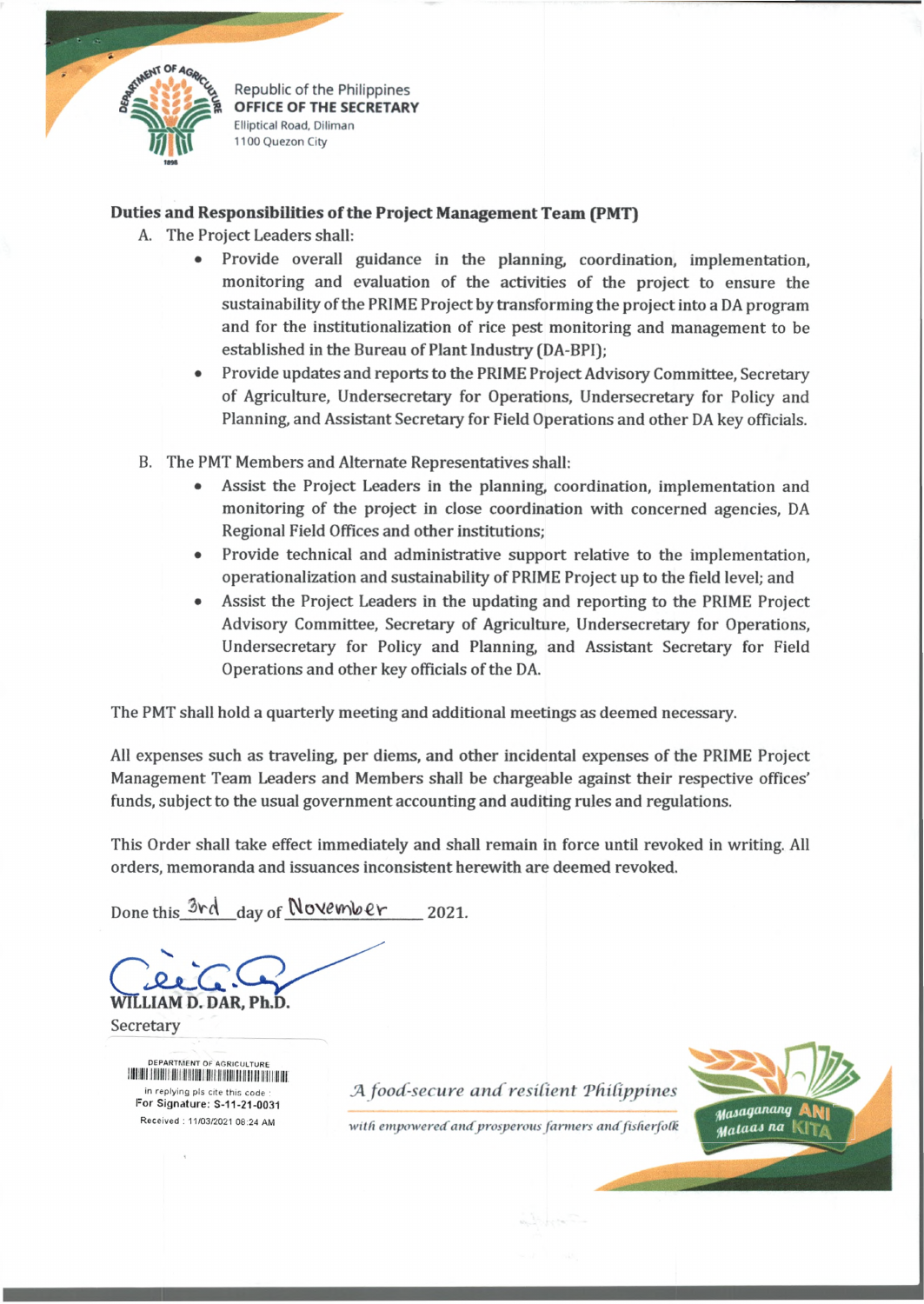Republic of the Philippines
**OFFICE OF THE SECRETARY**
Elliptical Road, Diliman
1100 Quezon City

### Duties and Responsibilities of the Project Management Team (PMT)

A. The Project Leaders shall:

- Provide overall guidance in the planning, coordination, implementation, monitoring and evaluation of the activities of the project to ensure the sustainability of the PRIME Project by transforming the project into a DA program and for the institutionalization of rice pest monitoring and management to be established in the Bureau of Plant Industry (DA-BPI);
- Provide updates and reports to the PRIME Project Advisory Committee, Secretary of Agriculture, Undersecretary for Operations, Undersecretary for Policy and Planning, and Assistant Secretary for Field Operations and other DA key officials.

B. The PMT Members and Alternate Representatives shall:

- Assist the Project Leaders in the planning, coordination, implementation and monitoring of the project in close coordination with concerned agencies, DA Regional Field Offices and other institutions;
- Provide technical and administrative support relative to the implementation, operationalization and sustainability of PRIME Project up to the field level; and
- Assist the Project Leaders in the updating and reporting to the PRIME Project Advisory Committee, Secretary of Agriculture, Undersecretary for Operations, Undersecretary for Policy and Planning, and Assistant Secretary for Field Operations and other key officials of the DA.

The PMT shall hold a quarterly meeting and additional meetings as deemed necessary.

All expenses such as traveling, per diems, and other incidental expenses of the PRIME Project Management Team Leaders and Members shall be chargeable against their respective offices' funds, subject to the usual government accounting and auditing rules and regulations.

This Order shall take effect immediately and shall remain in force until revoked in writing. All orders, memoranda and issuances inconsistent herewith are deemed revoked.

Done this 3rd day of November 2021.

**WILLIAM D. DAR, Ph.D.**
Secretary

DEPARTMENT OF AGRICULTURE
in replying pls cite this code :
For Signature: S-11-21-0031
Received : 11/03/2021 08:24 AM

*A food-secure and resilient Philippines*
*with empowered and prosperous farmers and fisherfolk*

Masaganang ANI Mataas na KITA